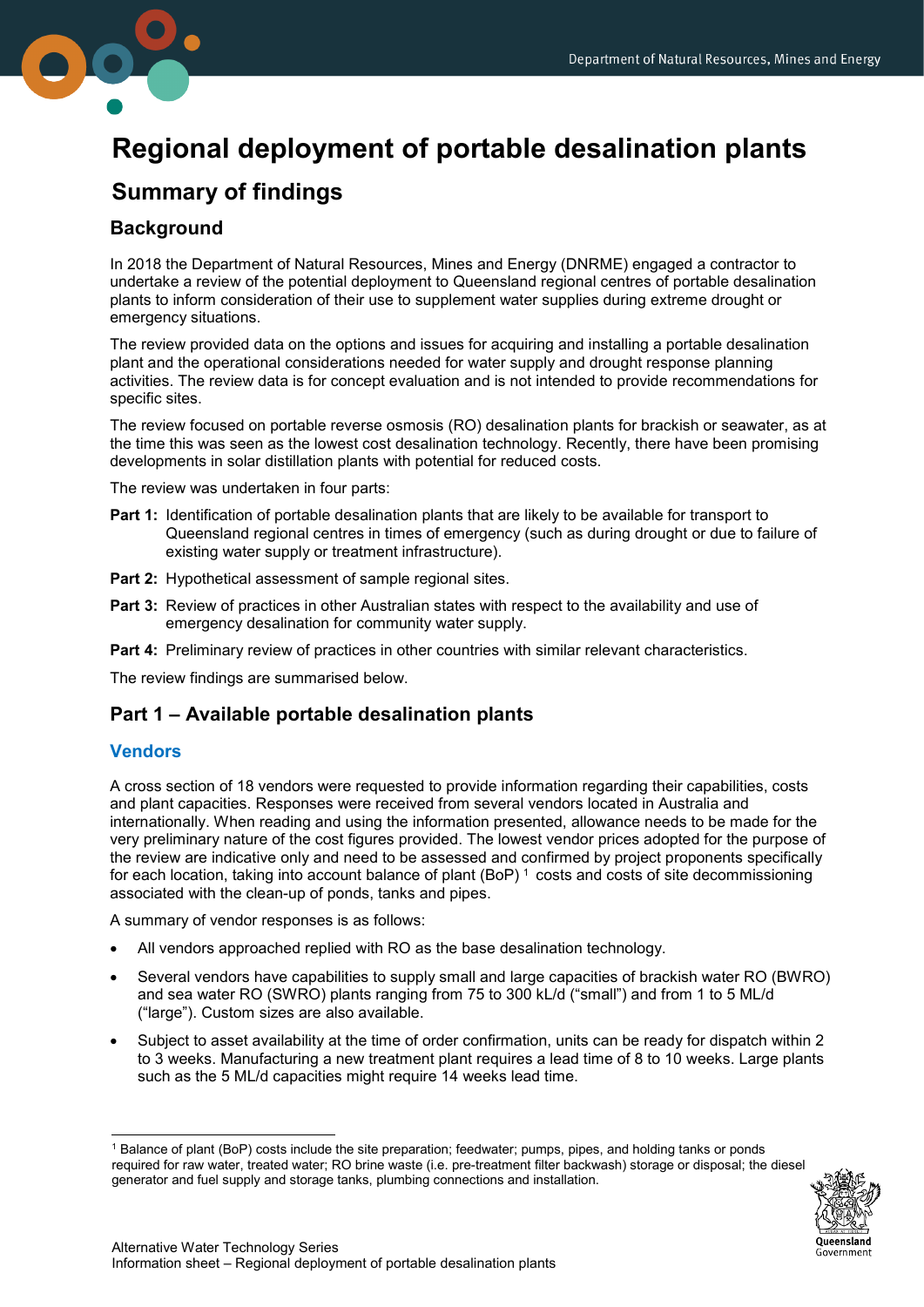# Regional deployment of portable desalination plants

## Summary of findings

### Background

In 2018 the Department of Natural Resources, Mines and Energy (DNRME) engaged a contractor to undertake a review of the potential deployment to Queensland regional centres of portable desalination plants to inform consideration of their use to supplement water supplies during extreme drought or emergency situations.

The review provided data on the options and issues for acquiring and installing a portable desalination plant and the operational considerations needed for water supply and drought response planning activities. The review data is for concept evaluation and is not intended to provide recommendations for specific sites.

The review focused on portable reverse osmosis (RO) desalination plants for brackish or seawater, as at the time this was seen as the lowest cost desalination technology. Recently, there have been promising developments in solar distillation plants with potential for reduced costs.

The review was undertaken in four parts:

**Part 1:** Identification of portable desalination plants that are likely to be available for transport to Queensland regional centres in times of emergency (such as during drought or due to failure of existing water supply or treatment infrastructure).

**Part 2:** Hypothetical assessment of sample regional sites.

**Part 3:** Review of practices in other Australian states with respect to the availability and use of emergency desalination for community water supply.

**Part 4:** Preliminary review of practices in other countries with similar relevant characteristics.

The review findings are summarised below.

### Part 1 – Available portable desalination plants

#### Vendors

A cross section of 18 vendors were requested to provide information regarding their capabilities, costs and plant capacities. Responses were received from several vendors located in Australia and internationally. When reading and using the information presented, allowance needs to be made for the very preliminary nature of the cost figures provided. The lowest vendor prices adopted for the purpose of the review are indicative only and need to be assessed and confirmed by project proponents specifically for each location, taking into account balance of plant (BoP) [1] costs and costs of site decommissioning associated with the clean-up of ponds, tanks and pipes.

A summary of vendor responses is as follows:

- All vendors approached replied with RO as the base desalination technology.
- Several vendors have capabilities to supply small and large capacities of brackish water RO (BWRO) and sea water RO (SWRO) plants ranging from 75 to 300 kL/d ("small") and from 1 to 5 ML/d ("large"). Custom sizes are also available.
- Subject to asset availability at the time of order confirmation, units can be ready for dispatch within 2 to 3 weeks. Manufacturing a new treatment plant requires a lead time of 8 to 10 weeks. Large plants such as the 5 ML/d capacities might require 14 weeks lead time.

---

[1] Balance of plant (BoP) costs include the site preparation; feedwater; pumps, pipes, and holding tanks or ponds required for raw water, treated water; RO brine waste (i.e. pre-treatment filter backwash) storage or disposal; the diesel generator and fuel supply and storage tanks, plumbing connections and installation.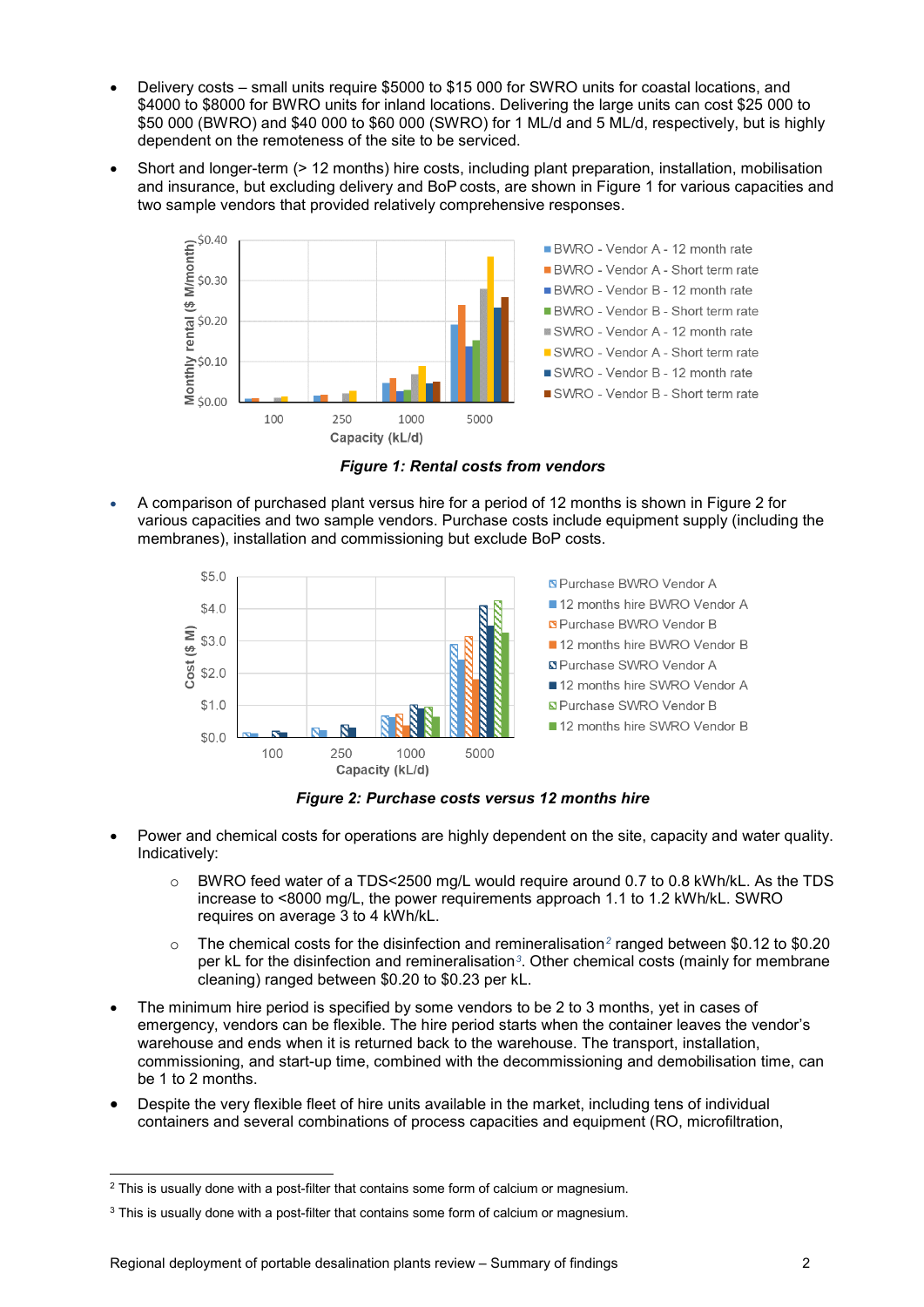- Delivery costs – small units require \$5000 to \$15 000 for SWRO units for coastal locations, and \$4000 to \$8000 for BWRO units for inland locations. Delivering the large units can cost \$25 000 to \$50 000 (BWRO) and \$40 000 to \$60 000 (SWRO) for 1 ML/d and 5 ML/d, respectively, but is highly dependent on the remoteness of the site to be serviced.
- Short and longer-term (> 12 months) hire costs, including plant preparation, installation, mobilisation and insurance, but excluding delivery and BoP costs, are shown in Figure 1 for various capacities and two sample vendors that provided relatively comprehensive responses.

***Figure 1: Rental costs from vendors***

- A comparison of purchased plant versus hire for a period of 12 months is shown in Figure 2 for various capacities and two sample vendors. Purchase costs include equipment supply (including the membranes), installation and commissioning but exclude BoP costs.

***Figure 2: Purchase costs versus 12 months hire***

- Power and chemical costs for operations are highly dependent on the site, capacity and water quality. Indicatively:
    - BWRO feed water of a TDS<2500 mg/L would require around 0.7 to 0.8 kWh/kL. As the TDS increase to <8000 mg/L, the power requirements approach 1.1 to 1.2 kWh/kL. SWRO requires on average 3 to 4 kWh/kL.
    - The chemical costs for the disinfection and remineralisation[2] ranged between \$0.12 to \$0.20 per kL for the disinfection and remineralisation[3]. Other chemical costs (mainly for membrane cleaning) ranged between \$0.20 to \$0.23 per kL.
- The minimum hire period is specified by some vendors to be 2 to 3 months, yet in cases of emergency, vendors can be flexible. The hire period starts when the container leaves the vendor's warehouse and ends when it is returned back to the warehouse. The transport, installation, commissioning, and start-up time, combined with the decommissioning and demobilisation time, can be 1 to 2 months.
- Despite the very flexible fleet of hire units available in the market, including tens of individual containers and several combinations of process capacities and equipment (RO, microfiltration,

[2] This is usually done with a post-filter that contains some form of calcium or magnesium.

[3] This is usually done with a post-filter that contains some form of calcium or magnesium.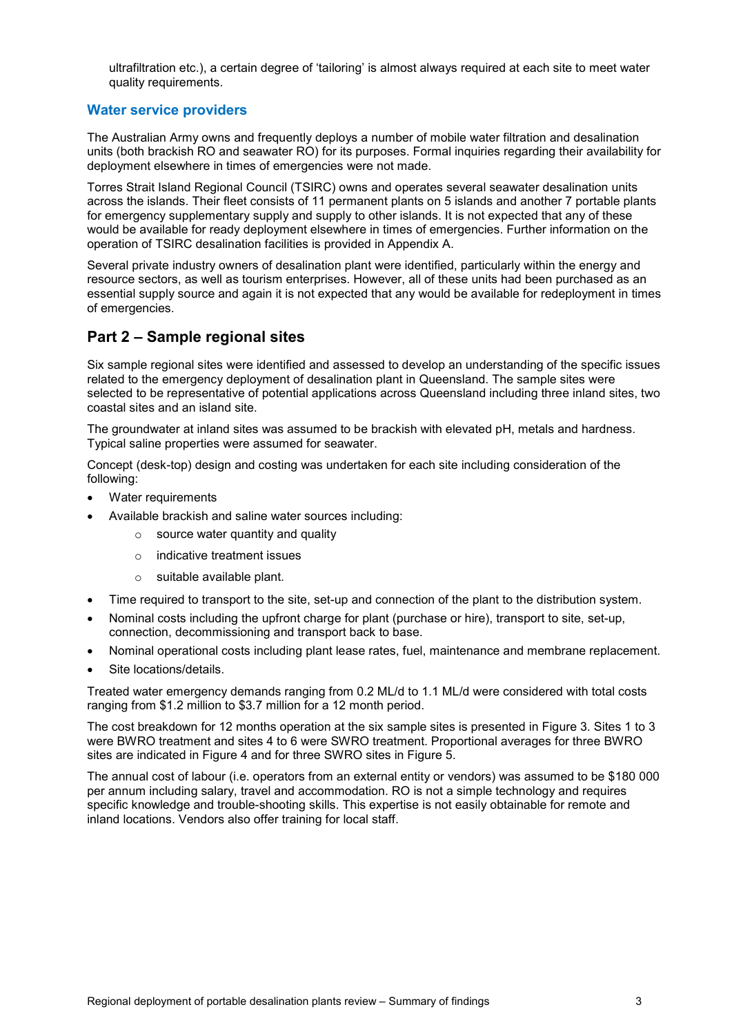ultrafiltration etc.), a certain degree of 'tailoring' is almost always required at each site to meet water quality requirements.

### Water service providers

The Australian Army owns and frequently deploys a number of mobile water filtration and desalination units (both brackish RO and seawater RO) for its purposes. Formal inquiries regarding their availability for deployment elsewhere in times of emergencies were not made.

Torres Strait Island Regional Council (TSIRC) owns and operates several seawater desalination units across the islands. Their fleet consists of 11 permanent plants on 5 islands and another 7 portable plants for emergency supplementary supply and supply to other islands. It is not expected that any of these would be available for ready deployment elsewhere in times of emergencies. Further information on the operation of TSIRC desalination facilities is provided in Appendix A.

Several private industry owners of desalination plant were identified, particularly within the energy and resource sectors, as well as tourism enterprises. However, all of these units had been purchased as an essential supply source and again it is not expected that any would be available for redeployment in times of emergencies.

## Part 2 – Sample regional sites

Six sample regional sites were identified and assessed to develop an understanding of the specific issues related to the emergency deployment of desalination plant in Queensland. The sample sites were selected to be representative of potential applications across Queensland including three inland sites, two coastal sites and an island site.

The groundwater at inland sites was assumed to be brackish with elevated pH, metals and hardness. Typical saline properties were assumed for seawater.

Concept (desk-top) design and costing was undertaken for each site including consideration of the following:

- Water requirements
- Available brackish and saline water sources including:
  - source water quantity and quality
  - indicative treatment issues
  - suitable available plant.
- Time required to transport to the site, set-up and connection of the plant to the distribution system.
- Nominal costs including the upfront charge for plant (purchase or hire), transport to site, set-up, connection, decommissioning and transport back to base.
- Nominal operational costs including plant lease rates, fuel, maintenance and membrane replacement.
- Site locations/details.

Treated water emergency demands ranging from 0.2 ML/d to 1.1 ML/d were considered with total costs ranging from $1.2 million to $3.7 million for a 12 month period.

The cost breakdown for 12 months operation at the six sample sites is presented in Figure 3. Sites 1 to 3 were BWRO treatment and sites 4 to 6 were SWRO treatment. Proportional averages for three BWRO sites are indicated in Figure 4 and for three SWRO sites in Figure 5.

The annual cost of labour (i.e. operators from an external entity or vendors) was assumed to be $180 000 per annum including salary, travel and accommodation. RO is not a simple technology and requires specific knowledge and trouble-shooting skills. This expertise is not easily obtainable for remote and inland locations. Vendors also offer training for local staff.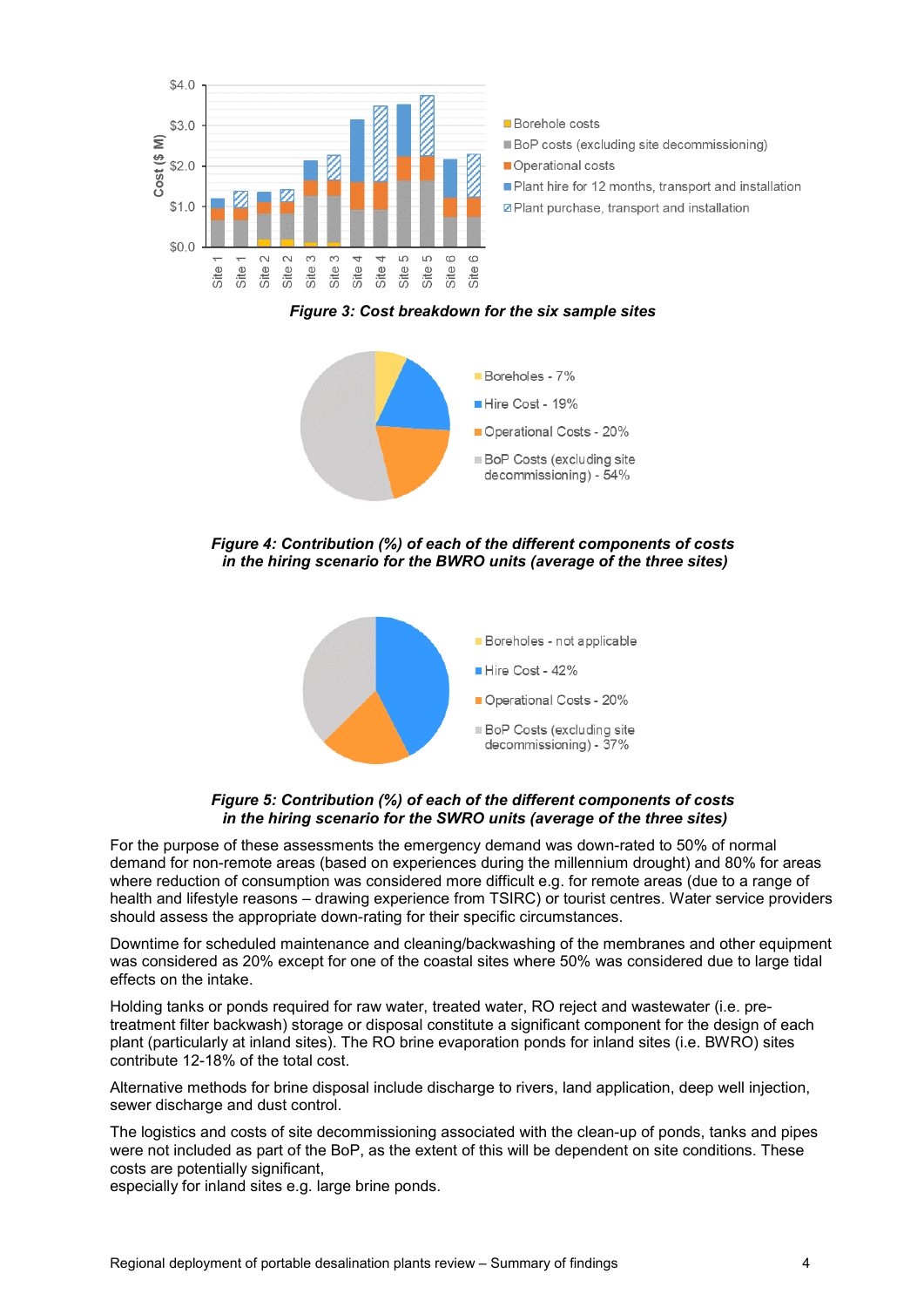**_Figure 3: Cost breakdown for the six sample sites_**

**_Figure 4: Contribution (%) of each of the different components of costs in the hiring scenario for the BWRO units (average of the three sites)_**

**_Figure 5: Contribution (%) of each of the different components of costs in the hiring scenario for the SWRO units (average of the three sites)_**

For the purpose of these assessments the emergency demand was down-rated to 50% of normal demand for non-remote areas (based on experiences during the millennium drought) and 80% for areas where reduction of consumption was considered more difficult e.g. for remote areas (due to a range of health and lifestyle reasons – drawing experience from TSIRC) or tourist centres. Water service providers should assess the appropriate down-rating for their specific circumstances.

Downtime for scheduled maintenance and cleaning/backwashing of the membranes and other equipment was considered as 20% except for one of the coastal sites where 50% was considered due to large tidal effects on the intake.

Holding tanks or ponds required for raw water, treated water, RO reject and wastewater (i.e. pre-treatment filter backwash) storage or disposal constitute a significant component for the design of each plant (particularly at inland sites). The RO brine evaporation ponds for inland sites (i.e. BWRO) sites contribute 12-18% of the total cost.

Alternative methods for brine disposal include discharge to rivers, land application, deep well injection, sewer discharge and dust control.

The logistics and costs of site decommissioning associated with the clean-up of ponds, tanks and pipes were not included as part of the BoP, as the extent of this will be dependent on site conditions. These costs are potentially significant,
especially for inland sites e.g. large brine ponds.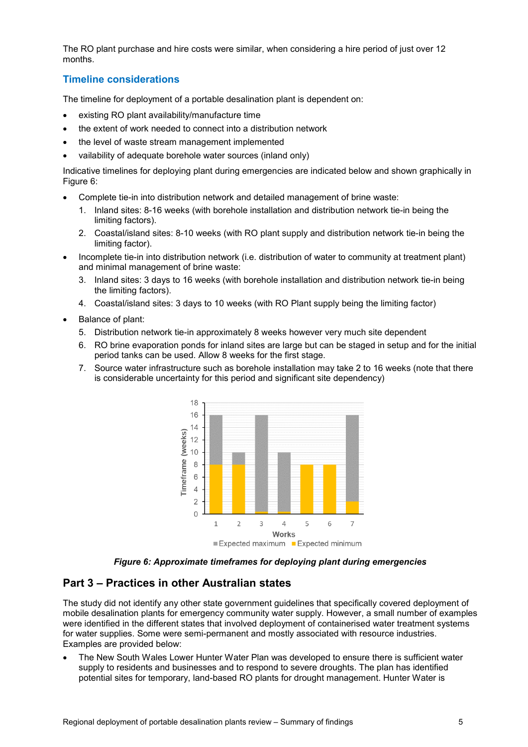The RO plant purchase and hire costs were similar, when considering a hire period of just over 12 months.

## Timeline considerations

The timeline for deployment of a portable desalination plant is dependent on:

- existing RO plant availability/manufacture time
- the extent of work needed to connect into a distribution network
- the level of waste stream management implemented
- vailability of adequate borehole water sources (inland only)

Indicative timelines for deploying plant during emergencies are indicated below and shown graphically in Figure 6:

- Complete tie-in into distribution network and detailed management of brine waste:
  1. Inland sites: 8-16 weeks (with borehole installation and distribution network tie-in being the limiting factors).
  2. Coastal/island sites: 8-10 weeks (with RO plant supply and distribution network tie-in being the limiting factor).
- Incomplete tie-in into distribution network (i.e. distribution of water to community at treatment plant) and minimal management of brine waste:
  3. Inland sites: 3 days to 16 weeks (with borehole installation and distribution network tie-in being the limiting factors).
  4. Coastal/island sites: 3 days to 10 weeks (with RO Plant supply being the limiting factor)
- Balance of plant:
  5. Distribution network tie-in approximately 8 weeks however very much site dependent
  6. RO brine evaporation ponds for inland sites are large but can be staged in setup and for the initial period tanks can be used. Allow 8 weeks for the first stage.
  7. Source water infrastructure such as borehole installation may take 2 to 16 weeks (note that there is considerable uncertainty for this period and significant site dependency)

***Figure 6: Approximate timeframes for deploying plant during emergencies***

## Part 3 – Practices in other Australian states

The study did not identify any other state government guidelines that specifically covered deployment of mobile desalination plants for emergency community water supply. However, a small number of examples were identified in the different states that involved deployment of containerised water treatment systems for water supplies. Some were semi-permanent and mostly associated with resource industries. Examples are provided below:

- The New South Wales Lower Hunter Water Plan was developed to ensure there is sufficient water supply to residents and businesses and to respond to severe droughts. The plan has identified potential sites for temporary, land-based RO plants for drought management. Hunter Water is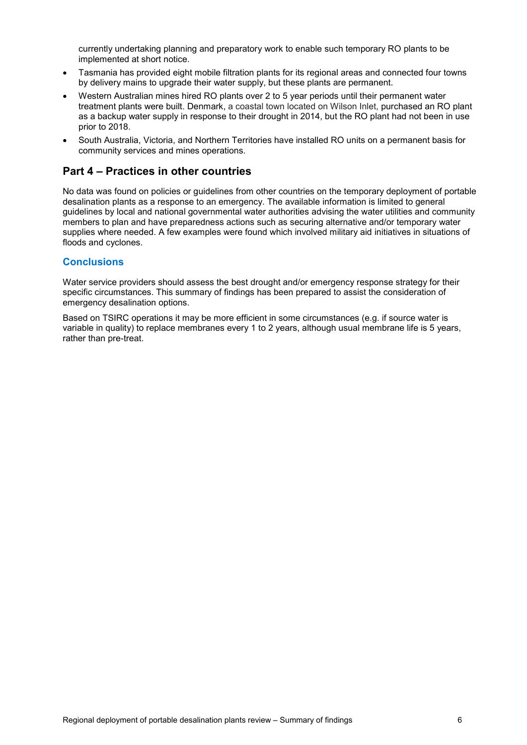currently undertaking planning and preparatory work to enable such temporary RO plants to be implemented at short notice.

- Tasmania has provided eight mobile filtration plants for its regional areas and connected four towns by delivery mains to upgrade their water supply, but these plants are permanent.
- Western Australian mines hired RO plants over 2 to 5 year periods until their permanent water treatment plants were built. Denmark, a coastal town located on Wilson Inlet, purchased an RO plant as a backup water supply in response to their drought in 2014, but the RO plant had not been in use prior to 2018.
- South Australia, Victoria, and Northern Territories have installed RO units on a permanent basis for community services and mines operations.

## Part 4 – Practices in other countries

No data was found on policies or guidelines from other countries on the temporary deployment of portable desalination plants as a response to an emergency. The available information is limited to general guidelines by local and national governmental water authorities advising the water utilities and community members to plan and have preparedness actions such as securing alternative and/or temporary water supplies where needed. A few examples were found which involved military aid initiatives in situations of floods and cyclones.

### Conclusions

Water service providers should assess the best drought and/or emergency response strategy for their specific circumstances. This summary of findings has been prepared to assist the consideration of emergency desalination options.

Based on TSIRC operations it may be more efficient in some circumstances (e.g. if source water is variable in quality) to replace membranes every 1 to 2 years, although usual membrane life is 5 years, rather than pre-treat.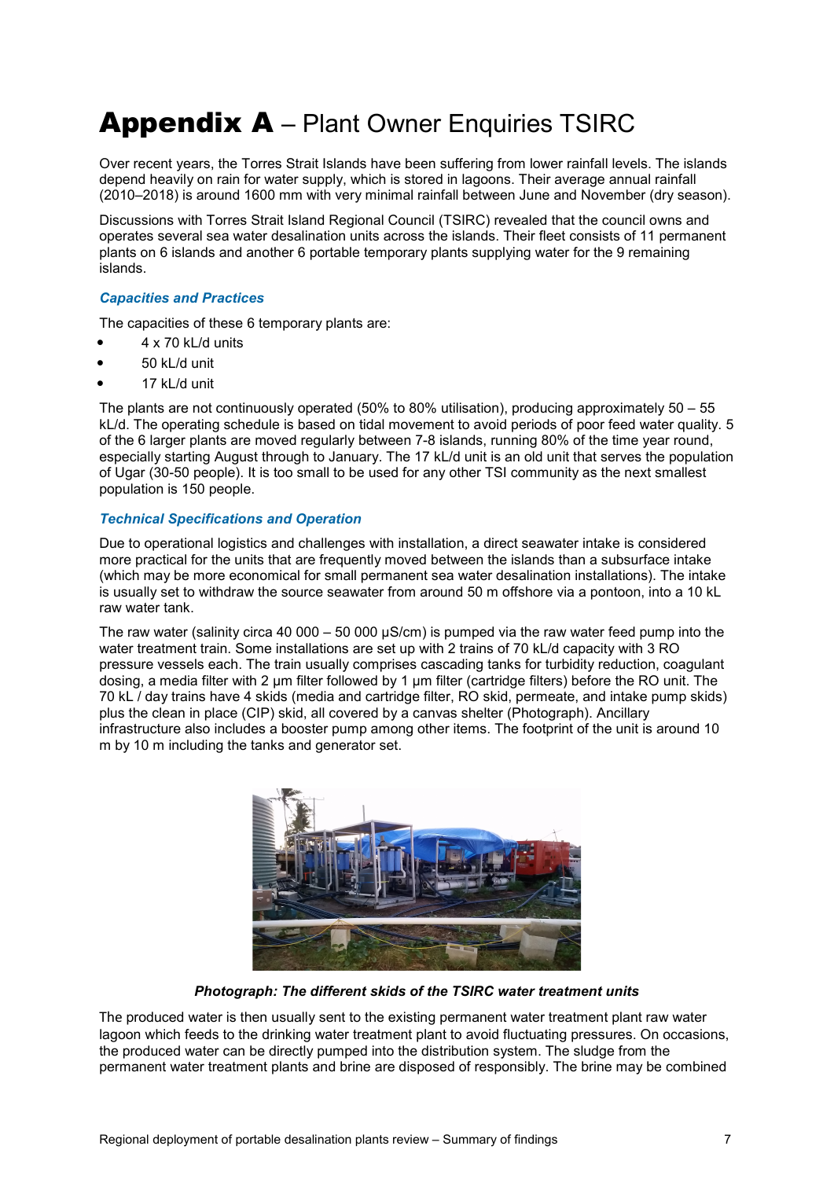# **Appendix A** – Plant Owner Enquiries TSIRC

Over recent years, the Torres Strait Islands have been suffering from lower rainfall levels. The islands depend heavily on rain for water supply, which is stored in lagoons. Their average annual rainfall (2010–2018) is around 1600 mm with very minimal rainfall between June and November (dry season).

Discussions with Torres Strait Island Regional Council (TSIRC) revealed that the council owns and operates several sea water desalination units across the islands. Their fleet consists of 11 permanent plants on 6 islands and another 6 portable temporary plants supplying water for the 9 remaining islands.

### *Capacities and Practices*

The capacities of these 6 temporary plants are:

- 4 x 70 kL/d units
- 50 kL/d unit
- 17 kL/d unit

The plants are not continuously operated (50% to 80% utilisation), producing approximately 50 – 55 kL/d. The operating schedule is based on tidal movement to avoid periods of poor feed water quality. 5 of the 6 larger plants are moved regularly between 7-8 islands, running 80% of the time year round, especially starting August through to January. The 17 kL/d unit is an old unit that serves the population of Ugar (30-50 people). It is too small to be used for any other TSI community as the next smallest population is 150 people.

### *Technical Specifications and Operation*

Due to operational logistics and challenges with installation, a direct seawater intake is considered more practical for the units that are frequently moved between the islands than a subsurface intake (which may be more economical for small permanent sea water desalination installations). The intake is usually set to withdraw the source seawater from around 50 m offshore via a pontoon, into a 10 kL raw water tank.

The raw water (salinity circa 40 000 – 50 000 μS/cm) is pumped via the raw water feed pump into the water treatment train. Some installations are set up with 2 trains of 70 kL/d capacity with 3 RO pressure vessels each. The train usually comprises cascading tanks for turbidity reduction, coagulant dosing, a media filter with 2 μm filter followed by 1 μm filter (cartridge filters) before the RO unit. The 70 kL / day trains have 4 skids (media and cartridge filter, RO skid, permeate, and intake pump skids) plus the clean in place (CIP) skid, all covered by a canvas shelter (Photograph). Ancillary infrastructure also includes a booster pump among other items. The footprint of the unit is around 10 m by 10 m including the tanks and generator set.

***Photograph: The different skids of the TSIRC water treatment units***

The produced water is then usually sent to the existing permanent water treatment plant raw water lagoon which feeds to the drinking water treatment plant to avoid fluctuating pressures. On occasions, the produced water can be directly pumped into the distribution system. The sludge from the permanent water treatment plants and brine are disposed of responsibly. The brine may be combined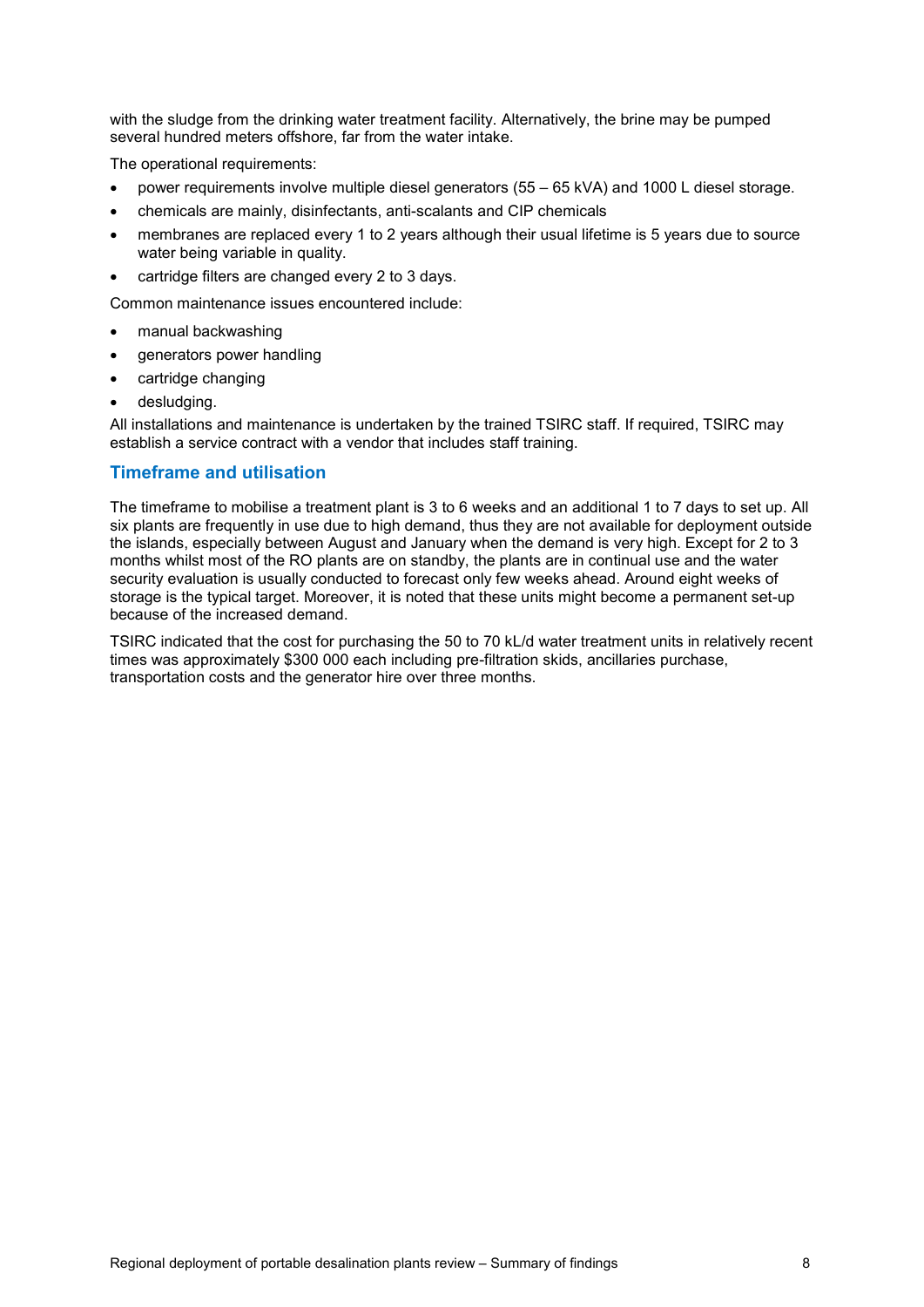with the sludge from the drinking water treatment facility. Alternatively, the brine may be pumped several hundred meters offshore, far from the water intake.

The operational requirements:

- power requirements involve multiple diesel generators (55 – 65 kVA) and 1000 L diesel storage.
- chemicals are mainly, disinfectants, anti-scalants and CIP chemicals
- membranes are replaced every 1 to 2 years although their usual lifetime is 5 years due to source water being variable in quality.
- cartridge filters are changed every 2 to 3 days.

Common maintenance issues encountered include:

- manual backwashing
- generators power handling
- cartridge changing
- desludging.

All installations and maintenance is undertaken by the trained TSIRC staff. If required, TSIRC may establish a service contract with a vendor that includes staff training.

## Timeframe and utilisation

The timeframe to mobilise a treatment plant is 3 to 6 weeks and an additional 1 to 7 days to set up. All six plants are frequently in use due to high demand, thus they are not available for deployment outside the islands, especially between August and January when the demand is very high. Except for 2 to 3 months whilst most of the RO plants are on standby, the plants are in continual use and the water security evaluation is usually conducted to forecast only few weeks ahead. Around eight weeks of storage is the typical target. Moreover, it is noted that these units might become a permanent set-up because of the increased demand.

TSIRC indicated that the cost for purchasing the 50 to 70 kL/d water treatment units in relatively recent times was approximately $300 000 each including pre-filtration skids, ancillaries purchase, transportation costs and the generator hire over three months.